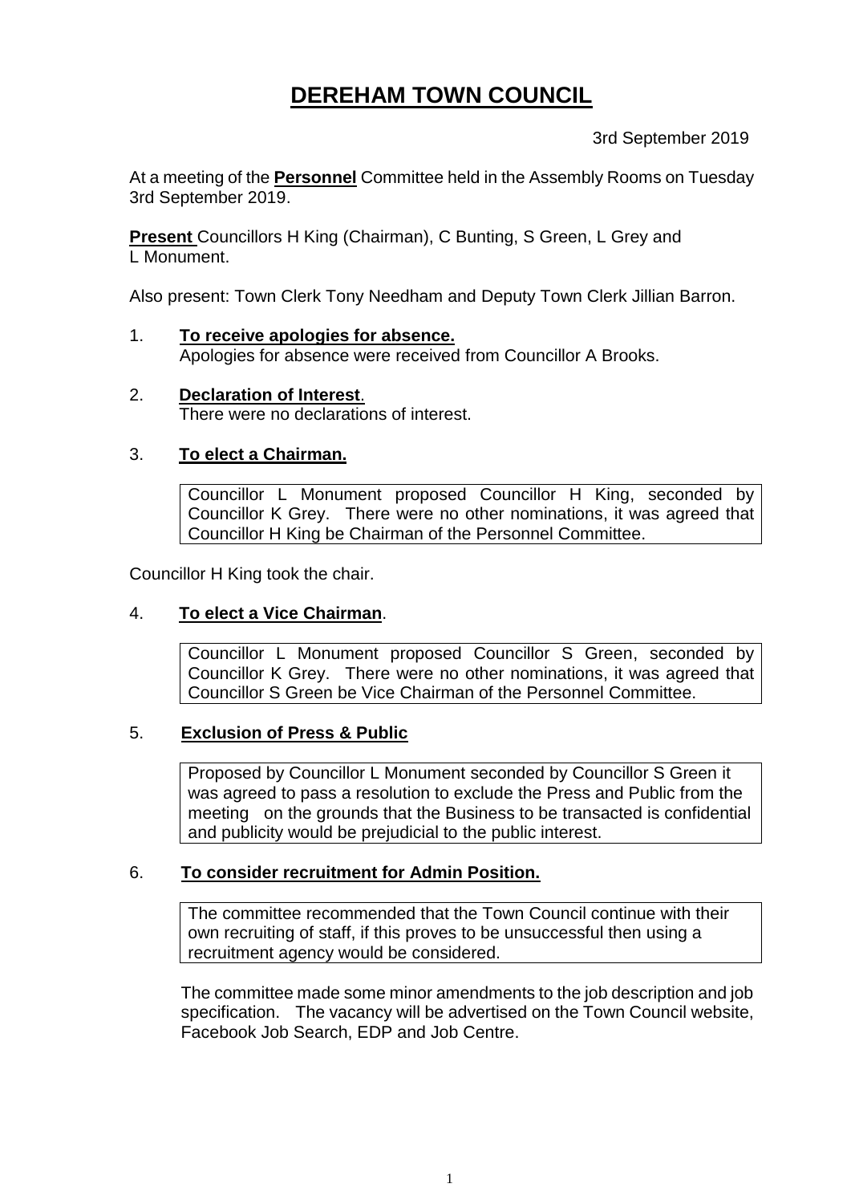# DEREHAM TOWN COUNCIL

3rd September 2019

At a meeting of the **Personnel** Committee held in the Assembly Rooms on Tuesday 3rd September 2019.

**Present** Councillors H King (Chairman), C Bunting, S Green, L Grey and L Monument.

Also present: Town Clerk Tony Needham and Deputy Town Clerk Jillian Barron.

1. **To receive apologies for absence.**
   Apologies for absence were received from Councillor A Brooks.

2. **Declaration of Interest**.
   There were no declarations of interest.

3. **To elect a Chairman.**

   Councillor L Monument proposed Councillor H King, seconded by Councillor K Grey. There were no other nominations, it was agreed that Councillor H King be Chairman of the Personnel Committee.

Councillor H King took the chair.

4. **To elect a Vice Chairman**.

   Councillor L Monument proposed Councillor S Green, seconded by Councillor K Grey. There were no other nominations, it was agreed that Councillor S Green be Vice Chairman of the Personnel Committee.

5. **Exclusion of Press & Public**

   Proposed by Councillor L Monument seconded by Councillor S Green it was agreed to pass a resolution to exclude the Press and Public from the meeting on the grounds that the Business to be transacted is confidential and publicity would be prejudicial to the public interest.

6. **To consider recruitment for Admin Position.**

   The committee recommended that the Town Council continue with their own recruiting of staff, if this proves to be unsuccessful then using a recruitment agency would be considered.

   The committee made some minor amendments to the job description and job specification. The vacancy will be advertised on the Town Council website, Facebook Job Search, EDP and Job Centre.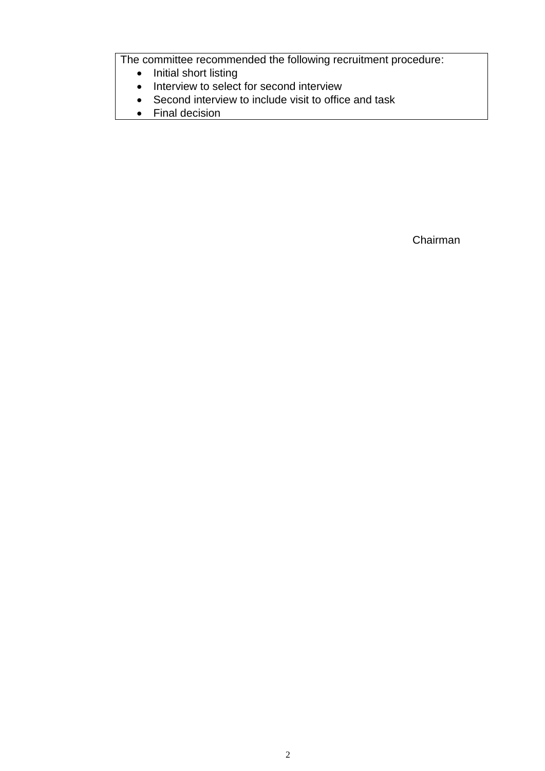The committee recommended the following recruitment procedure:

- Initial short listing
- Interview to select for second interview
- Second interview to include visit to office and task
- Final decision

Chairman